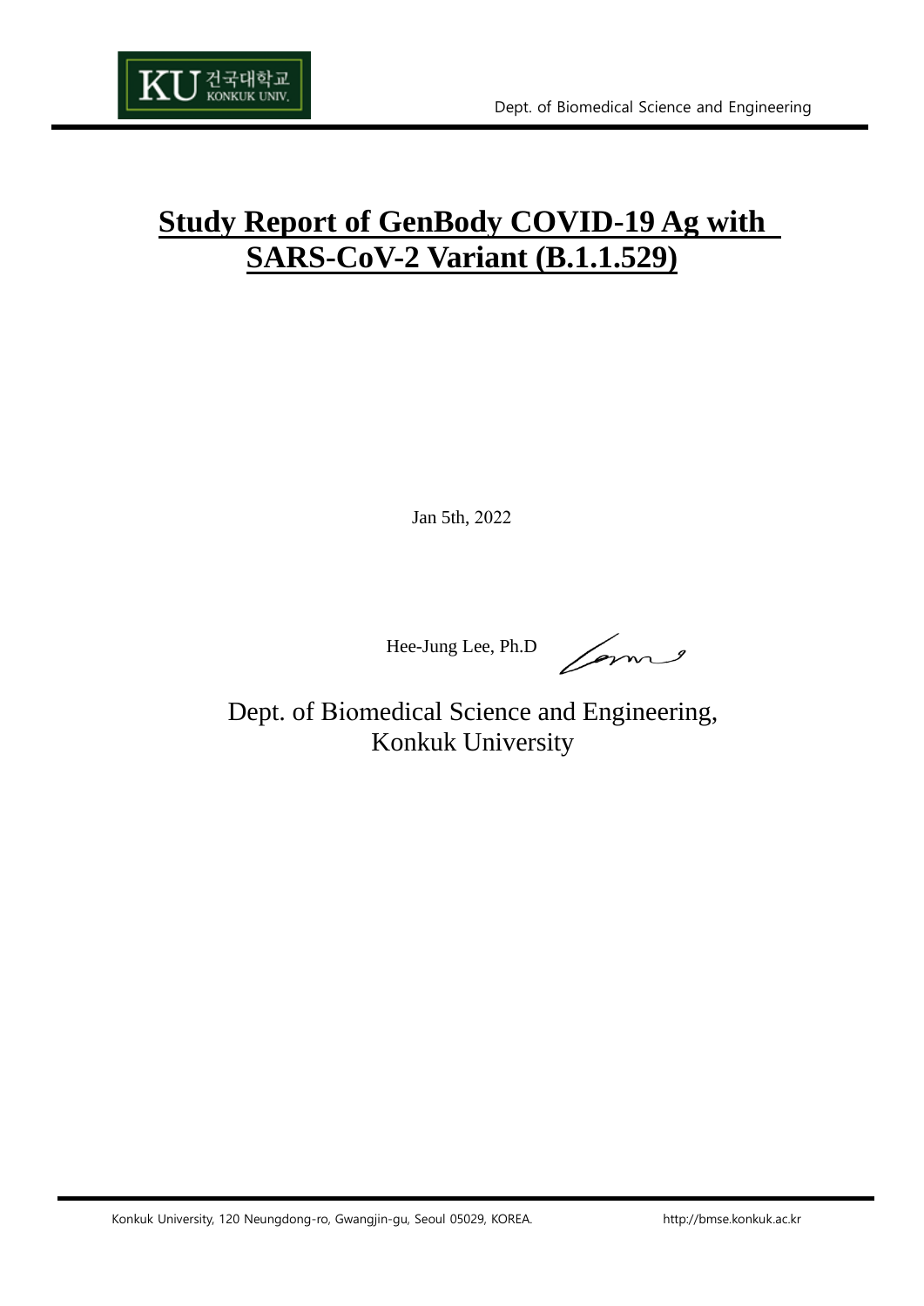# Study Report of GenBody COVID-19 Ag with SARS-CoV-2 Variant (B.1.1.529)

Jan 5th, 2022

Hee-Jung Lee, Ph.D

Dept. of Biomedical Science and Engineering,
Konkuk University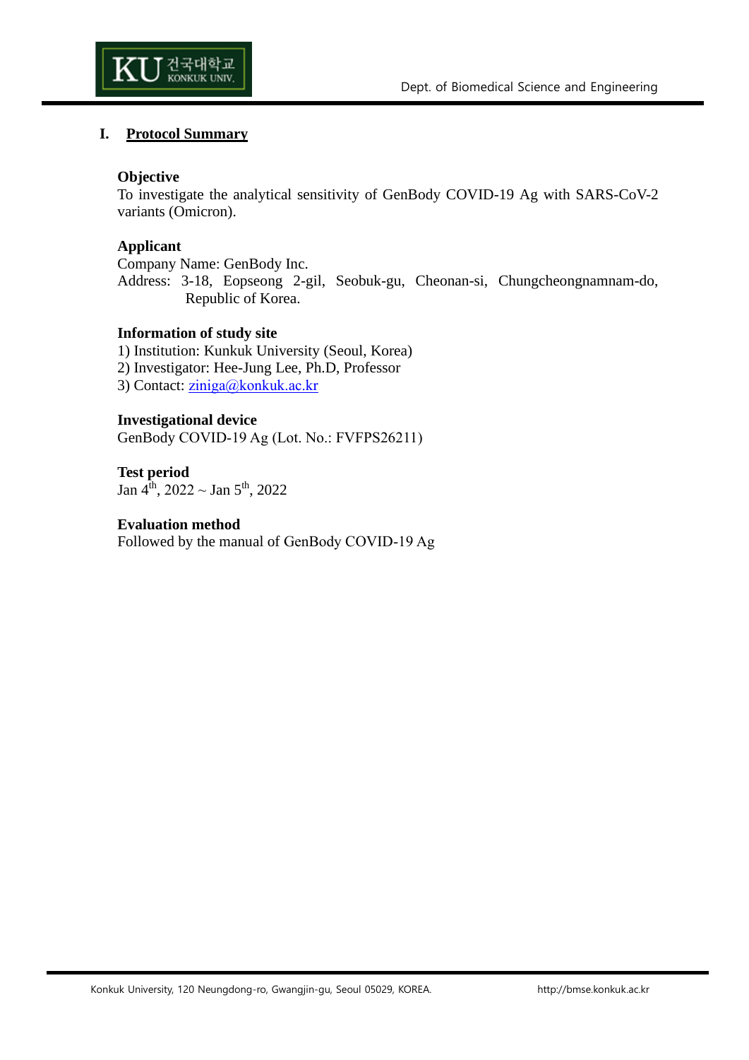# I. Protocol Summary

**Objective**

To investigate the analytical sensitivity of GenBody COVID-19 Ag with SARS-CoV-2 variants (Omicron).

**Applicant**

Company Name: GenBody Inc.

Address: 3-18, Eopseong 2-gil, Seobuk-gu, Cheonan-si, Chungcheongnamnam-do, Republic of Korea.

**Information of study site**

1) Institution: Kunkuk University (Seoul, Korea)
2) Investigator: Hee-Jung Lee, Ph.D, Professor
3) Contact: ziniga@konkuk.ac.kr

**Investigational device**

GenBody COVID-19 Ag (Lot. No.: FVFPS26211)

**Test period**

Jan 4th, 2022 ~ Jan 5th, 2022

**Evaluation method**

Followed by the manual of GenBody COVID-19 Ag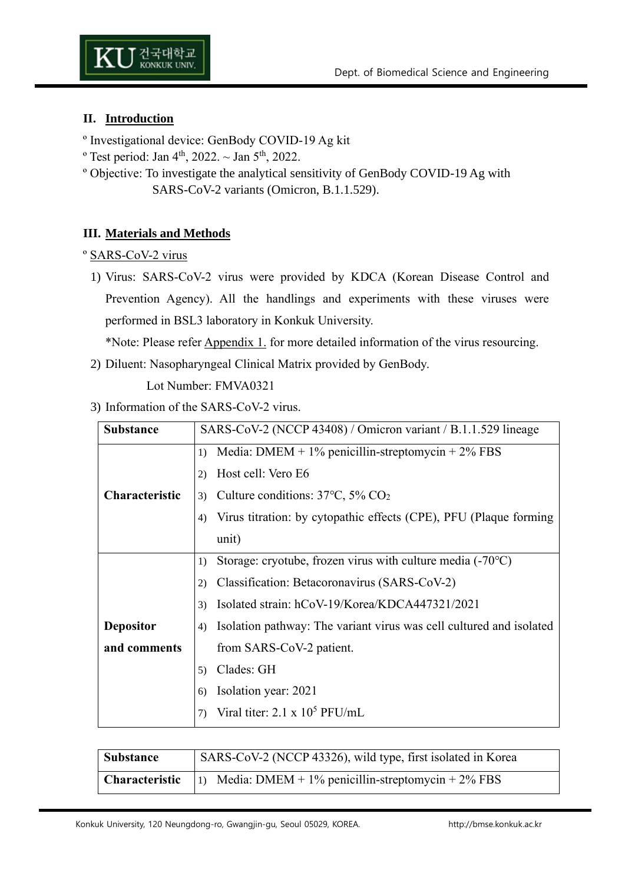## II. Introduction

º Investigational device: GenBody COVID-19 Ag kit

º Test period: Jan 4th, 2022. ~ Jan 5th, 2022.

º Objective: To investigate the analytical sensitivity of GenBody COVID-19 Ag with SARS-CoV-2 variants (Omicron, B.1.1.529).

## III. Materials and Methods

º SARS-CoV-2 virus

1) Virus: SARS-CoV-2 virus were provided by KDCA (Korean Disease Control and Prevention Agency). All the handlings and experiments with these viruses were performed in BSL3 laboratory in Konkuk University.

   *Note: Please refer Appendix 1. for more detailed information of the virus resourcing.

2) Diluent: Nasopharyngeal Clinical Matrix provided by GenBody.

   Lot Number: FMVA0321

3) Information of the SARS-CoV-2 virus.

| **Substance** | SARS-CoV-2 (NCCP 43408) / Omicron variant / B.1.1.529 lineage |
|---|---|
| **Characteristic** | 1) Media: DMEM + 1% penicillin-streptomycin + 2% FBS<br>2) Host cell: Vero E6<br>3) Culture conditions: 37°C, 5% $CO_2$<br>4) Virus titration: by cytopathic effects (CPE), PFU (Plaque forming unit) |
| **Depositor and comments** | 1) Storage: cryotube, frozen virus with culture media (-70°C)<br>2) Classification: Betacoronavirus (SARS-CoV-2)<br>3) Isolated strain: hCoV-19/Korea/KDCA447321/2021<br>4) Isolation pathway: The variant virus was cell cultured and isolated from SARS-CoV-2 patient.<br>5) Clades: GH<br>6) Isolation year: 2021<br>7) Viral titer: $2.1 \times 10^5$ PFU/mL |

| **Substance** | SARS-CoV-2 (NCCP 43326), wild type, first isolated in Korea |
|---|---|
| **Characteristic** | 1) Media: DMEM + 1% penicillin-streptomycin + 2% FBS |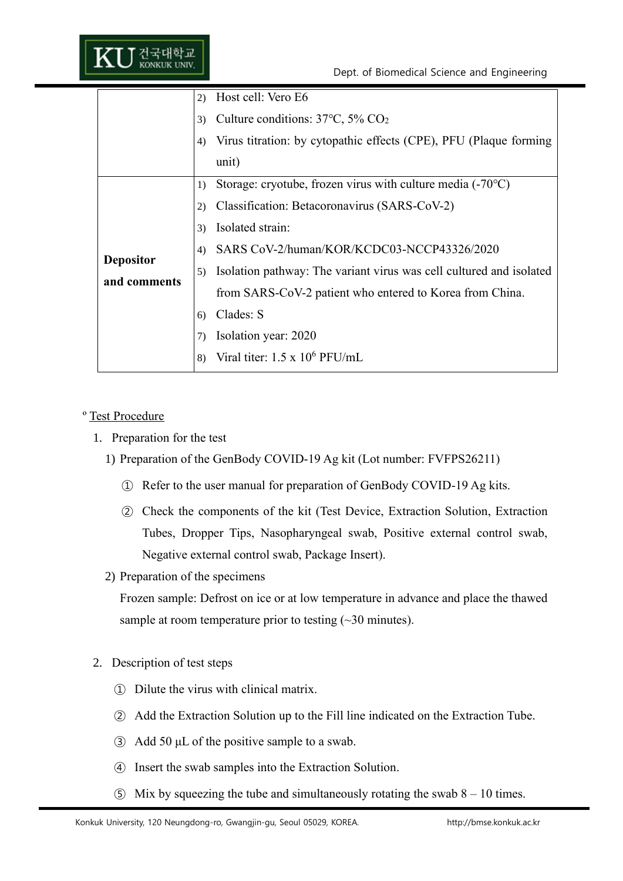| | |
|---|---|
| | 2) Host cell: Vero E6<br>3) Culture conditions: 37°C, 5% $CO_2$<br>4) Virus titration: by cytopathic effects (CPE), PFU (Plaque forming unit) |
| **Depositor and comments** | 1) Storage: cryotube, frozen virus with culture media (-70°C)<br>2) Classification: Betacoronavirus (SARS-CoV-2)<br>3) Isolated strain:<br>4) SARS CoV-2/human/KOR/KCDC03-NCCP43326/2020<br>5) Isolation pathway: The variant virus was cell cultured and isolated from SARS-CoV-2 patient who entered to Korea from China.<br>6) Clades: S<br>7) Isolation year: 2020<br>8) Viral titer: 1.5 x $10^6$ PFU/mL |

º Test Procedure

1. Preparation for the test
   1) Preparation of the GenBody COVID-19 Ag kit (Lot number: FVFPS26211)
      ① Refer to the user manual for preparation of GenBody COVID-19 Ag kits.
      ② Check the components of the kit (Test Device, Extraction Solution, Extraction Tubes, Dropper Tips, Nasopharyngeal swab, Positive external control swab, Negative external control swab, Package Insert).
   2) Preparation of the specimens
      Frozen sample: Defrost on ice or at low temperature in advance and place the thawed sample at room temperature prior to testing (~30 minutes).

2. Description of test steps
   ① Dilute the virus with clinical matrix.
   ② Add the Extraction Solution up to the Fill line indicated on the Extraction Tube.
   ③ Add 50 μL of the positive sample to a swab.
   ④ Insert the swab samples into the Extraction Solution.
   ⑤ Mix by squeezing the tube and simultaneously rotating the swab 8 – 10 times.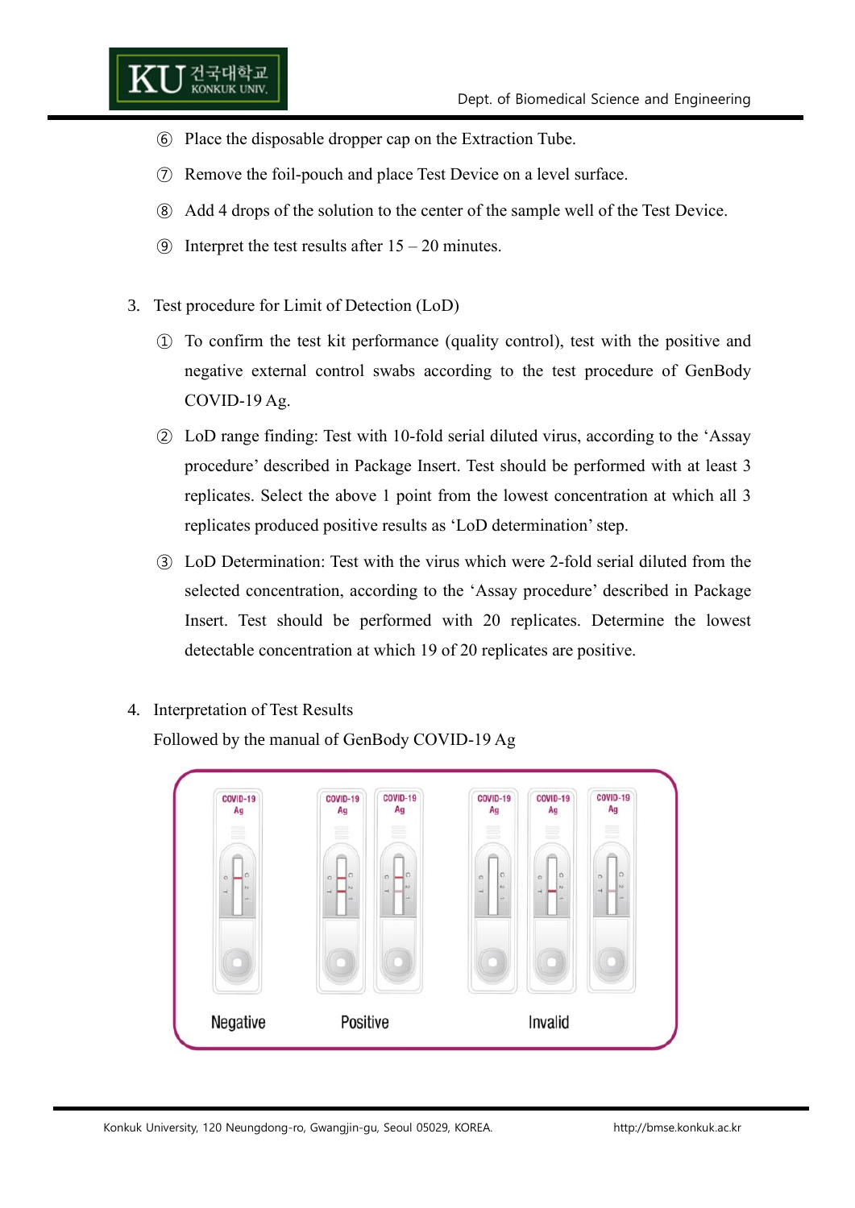⑥ Place the disposable dropper cap on the Extraction Tube.

⑦ Remove the foil-pouch and place Test Device on a level surface.

⑧ Add 4 drops of the solution to the center of the sample well of the Test Device.

⑨ Interpret the test results after 15 – 20 minutes.

3. Test procedure for Limit of Detection (LoD)

   ① To confirm the test kit performance (quality control), test with the positive and negative external control swabs according to the test procedure of GenBody COVID-19 Ag.

   ② LoD range finding: Test with 10-fold serial diluted virus, according to the 'Assay procedure' described in Package Insert. Test should be performed with at least 3 replicates. Select the above 1 point from the lowest concentration at which all 3 replicates produced positive results as 'LoD determination' step.

   ③ LoD Determination: Test with the virus which were 2-fold serial diluted from the selected concentration, according to the 'Assay procedure' described in Package Insert. Test should be performed with 20 replicates. Determine the lowest detectable concentration at which 19 of 20 replicates are positive.

4. Interpretation of Test Results

   Followed by the manual of GenBody COVID-19 Ag

Negative Positive Invalid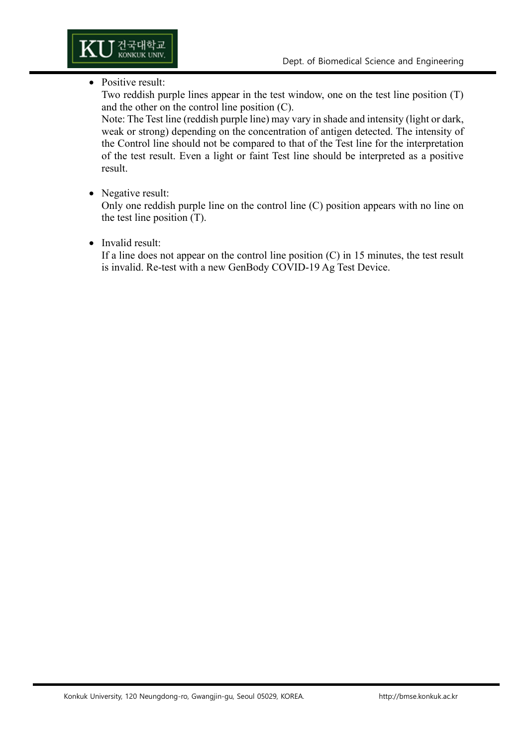- Positive result:
  Two reddish purple lines appear in the test window, one on the test line position (T) and the other on the control line position (C).
  Note: The Test line (reddish purple line) may vary in shade and intensity (light or dark, weak or strong) depending on the concentration of antigen detected. The intensity of the Control line should not be compared to that of the Test line for the interpretation of the test result. Even a light or faint Test line should be interpreted as a positive result.

- Negative result:
  Only one reddish purple line on the control line (C) position appears with no line on the test line position (T).

- Invalid result:
  If a line does not appear on the control line position (C) in 15 minutes, the test result is invalid. Re-test with a new GenBody COVID-19 Ag Test Device.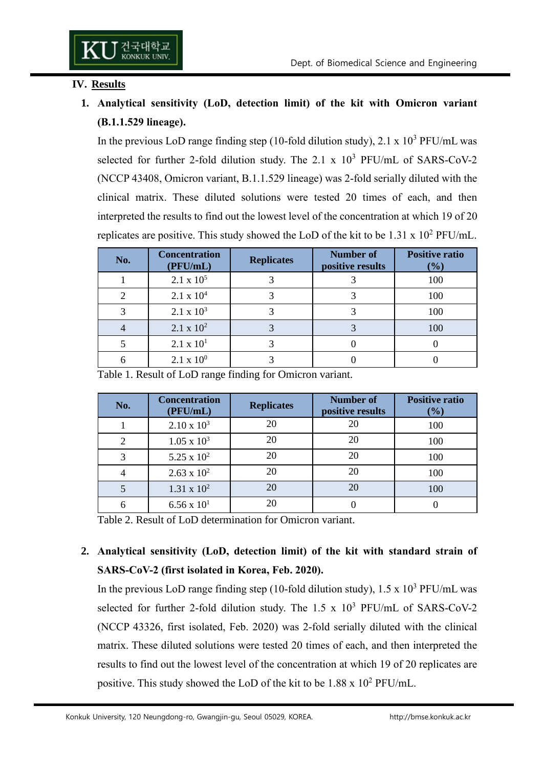## IV. Results

### 1. Analytical sensitivity (LoD, detection limit) of the kit with Omicron variant (B.1.1.529 lineage).

In the previous LoD range finding step (10-fold dilution study), $2.1 \times 10^3$ PFU/mL was selected for further 2-fold dilution study. The $2.1 \times 10^3$ PFU/mL of SARS-CoV-2 (NCCP 43408, Omicron variant, B.1.1.529 lineage) was 2-fold serially diluted with the clinical matrix. These diluted solutions were tested 20 times of each, and then interpreted the results to find out the lowest level of the concentration at which 19 of 20 replicates are positive. This study showed the LoD of the kit to be $1.31 \times 10^2$ PFU/mL.

| No. | Concentration (PFU/mL) | Replicates | Number of positive results | Positive ratio (%) |
|---|---|---|---|---|
| 1 | $2.1 \times 10^5$ | 3 | 3 | 100 |
| 2 | $2.1 \times 10^4$ | 3 | 3 | 100 |
| 3 | $2.1 \times 10^3$ | 3 | 3 | 100 |
| 4 | $2.1 \times 10^2$ | 3 | 3 | 100 |
| 5 | $2.1 \times 10^1$ | 3 | 0 | 0 |
| 6 | $2.1 \times 10^0$ | 3 | 0 | 0 |

Table 1. Result of LoD range finding for Omicron variant.

| No. | Concentration (PFU/mL) | Replicates | Number of positive results | Positive ratio (%) |
|---|---|---|---|---|
| 1 | $2.10 \times 10^3$ | 20 | 20 | 100 |
| 2 | $1.05 \times 10^3$ | 20 | 20 | 100 |
| 3 | $5.25 \times 10^2$ | 20 | 20 | 100 |
| 4 | $2.63 \times 10^2$ | 20 | 20 | 100 |
| 5 | $1.31 \times 10^2$ | 20 | 20 | 100 |
| 6 | $6.56 \times 10^1$ | 20 | 0 | 0 |

Table 2. Result of LoD determination for Omicron variant.

### 2. Analytical sensitivity (LoD, detection limit) of the kit with standard strain of SARS-CoV-2 (first isolated in Korea, Feb. 2020).

In the previous LoD range finding step (10-fold dilution study), $1.5 \times 10^3$ PFU/mL was selected for further 2-fold dilution study. The $1.5 \times 10^3$ PFU/mL of SARS-CoV-2 (NCCP 43326, first isolated, Feb. 2020) was 2-fold serially diluted with the clinical matrix. These diluted solutions were tested 20 times of each, and then interpreted the results to find out the lowest level of the concentration at which 19 of 20 replicates are positive. This study showed the LoD of the kit to be $1.88 \times 10^2$ PFU/mL.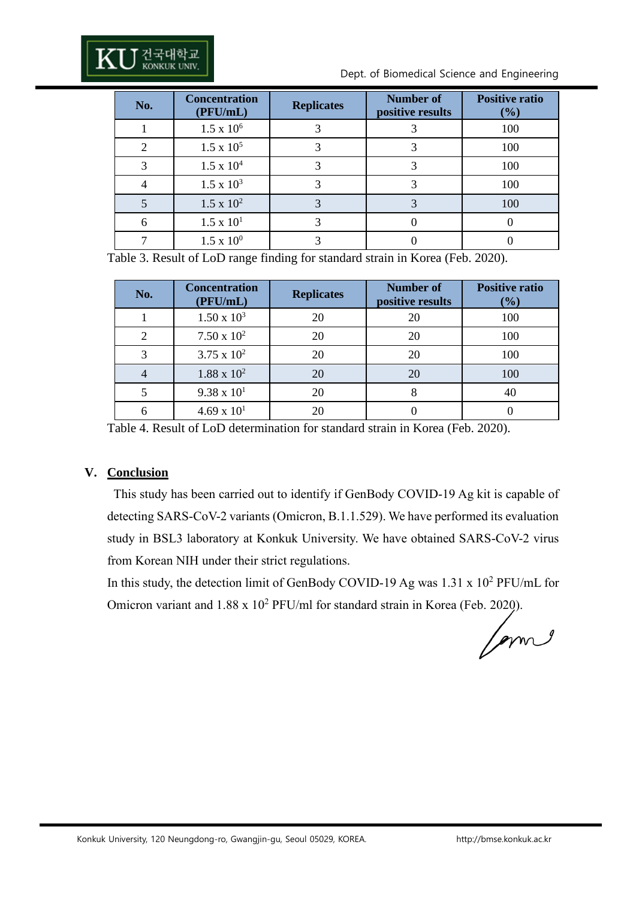| No. | Concentration (PFU/mL) | Replicates | Number of positive results | Positive ratio (%) |
|---|---|---|---|---|
| 1 | $1.5 \times 10^6$ | 3 | 3 | 100 |
| 2 | $1.5 \times 10^5$ | 3 | 3 | 100 |
| 3 | $1.5 \times 10^4$ | 3 | 3 | 100 |
| 4 | $1.5 \times 10^3$ | 3 | 3 | 100 |
| 5 | $1.5 \times 10^2$ | 3 | 3 | 100 |
| 6 | $1.5 \times 10^1$ | 3 | 0 | 0 |
| 7 | $1.5 \times 10^0$ | 3 | 0 | 0 |

Table 3. Result of LoD range finding for standard strain in Korea (Feb. 2020).

| No. | Concentration (PFU/mL) | Replicates | Number of positive results | Positive ratio (%) |
|---|---|---|---|---|
| 1 | $1.50 \times 10^3$ | 20 | 20 | 100 |
| 2 | $7.50 \times 10^2$ | 20 | 20 | 100 |
| 3 | $3.75 \times 10^2$ | 20 | 20 | 100 |
| 4 | $1.88 \times 10^2$ | 20 | 20 | 100 |
| 5 | $9.38 \times 10^1$ | 20 | 8 | 40 |
| 6 | $4.69 \times 10^1$ | 20 | 0 | 0 |

Table 4. Result of LoD determination for standard strain in Korea (Feb. 2020).

## V. Conclusion

This study has been carried out to identify if GenBody COVID-19 Ag kit is capable of detecting SARS-CoV-2 variants (Omicron, B.1.1.529). We have performed its evaluation study in BSL3 laboratory at Konkuk University. We have obtained SARS-CoV-2 virus from Korean NIH under their strict regulations.

In this study, the detection limit of GenBody COVID-19 Ag was $1.31 \times 10^2$ PFU/mL for Omicron variant and $1.88 \times 10^2$ PFU/ml for standard strain in Korea (Feb. 2020).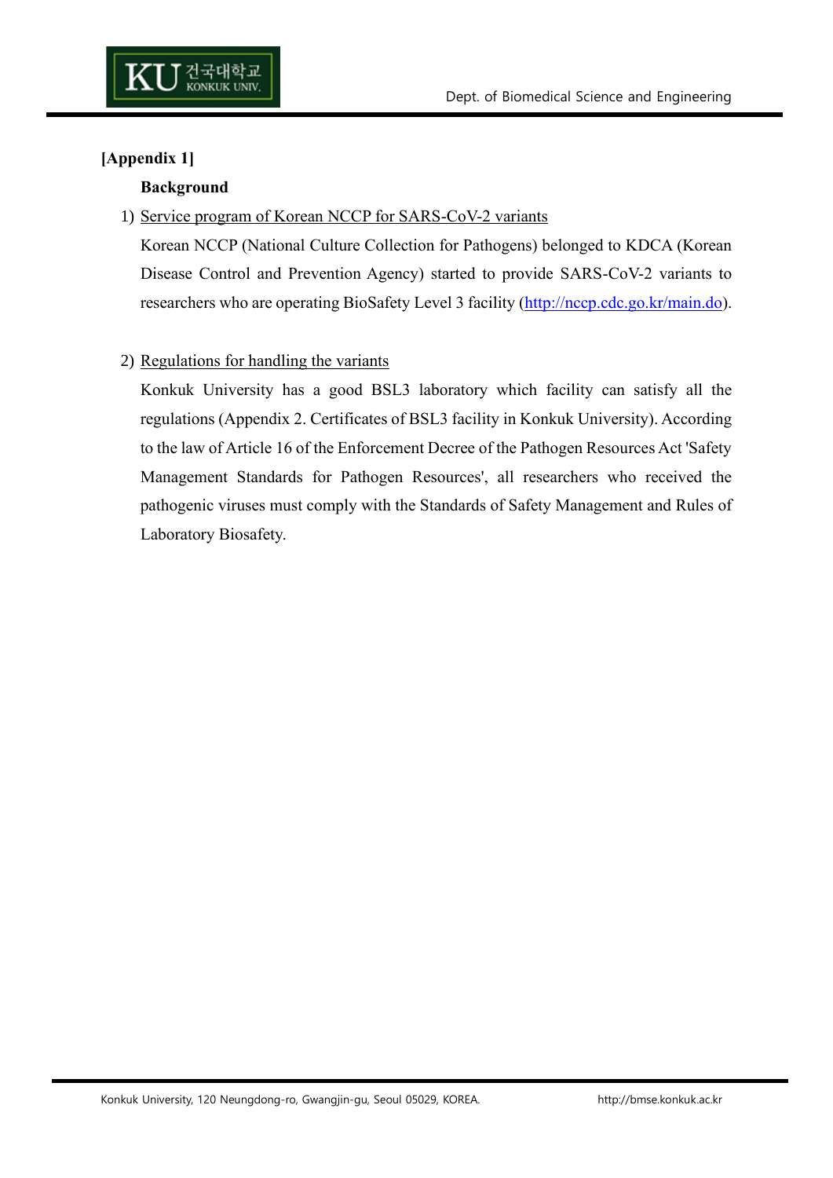**[Appendix 1]**

**Background**

1) Service program of Korean NCCP for SARS-CoV-2 variants

Korean NCCP (National Culture Collection for Pathogens) belonged to KDCA (Korean Disease Control and Prevention Agency) started to provide SARS-CoV-2 variants to researchers who are operating BioSafety Level 3 facility (http://nccp.cdc.go.kr/main.do).

2) Regulations for handling the variants

Konkuk University has a good BSL3 laboratory which facility can satisfy all the regulations (Appendix 2. Certificates of BSL3 facility in Konkuk University). According to the law of Article 16 of the Enforcement Decree of the Pathogen Resources Act 'Safety Management Standards for Pathogen Resources', all researchers who received the pathogenic viruses must comply with the Standards of Safety Management and Rules of Laboratory Biosafety.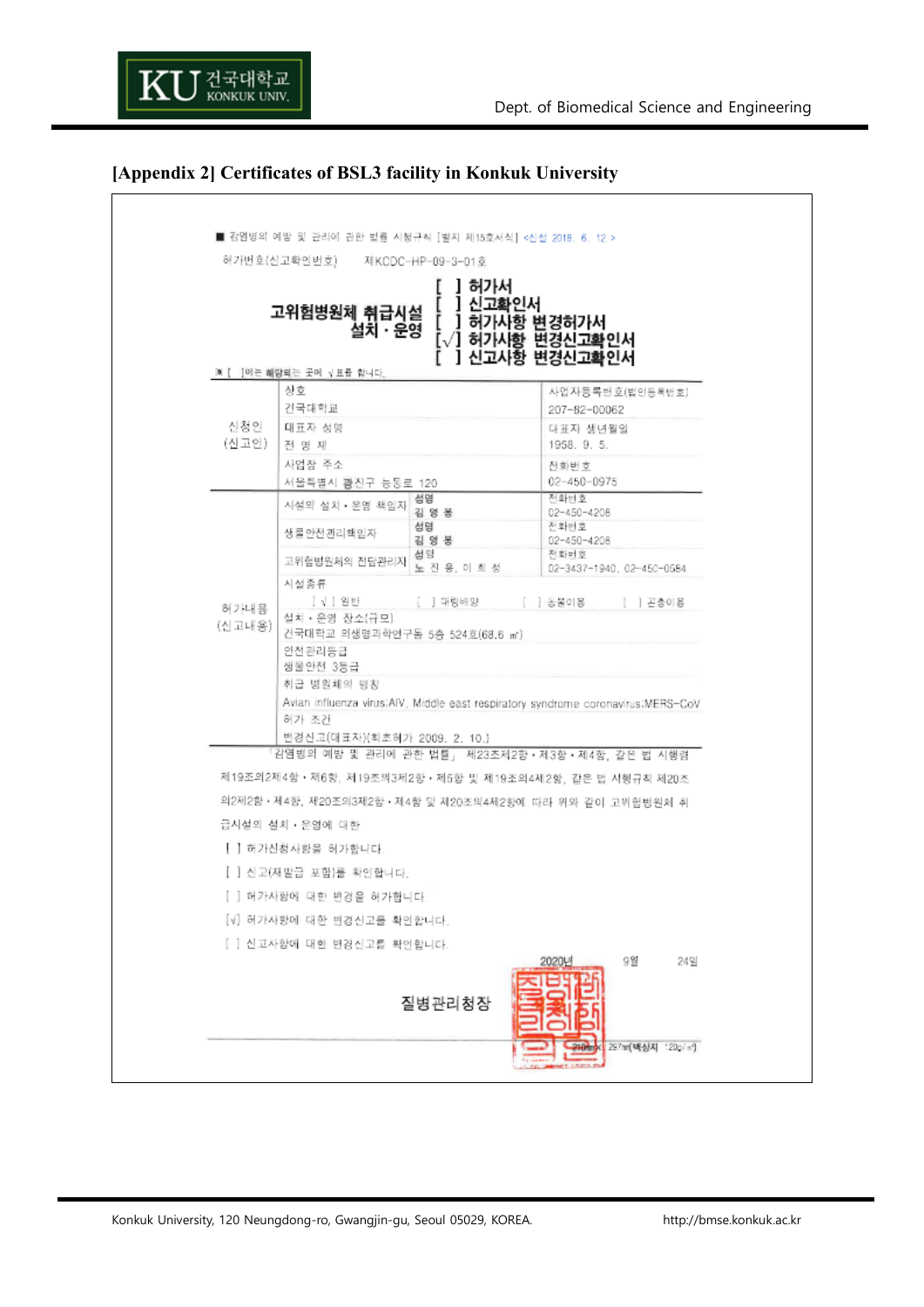# [Appendix 2] Certificates of BSL3 facility in Konkuk University

■ 감염병의 예방 및 관리에 관한 법률 시행규칙 [별지 제15호서식] <신설 2018. 6. 12.>

허가번호(신고확인번호)　　제KCDC-HP-09-3-01호

## 고위험병원체 취급시설 설치 · 운영

[ ] 허가서
[ ] 신고확인서
[ ] 허가사항 변경허가서
[√] 허가사항 변경신고확인서
[ ] 신고사항 변경신고확인서

※ [ ]에는 해당되는 곳에 √ 표를 합니다.

| | | | |
|---|---|---|---|
| 신청인 (신고인) | 상호<br>건국대학교 | | 사업자등록번호(법인등록번호)<br>207-82-00062 |
| | 대표자 성명<br>전 영 재 | | 대표자 생년월일<br>1958. 9. 5. |
| | 사업장 주소<br>서울특별시 광진구 능동로 120 | | 전화번호<br>02-450-0975 |
| 허가내용 (신고내용) | 시설의 설치 · 운영 책임자 | 성명<br>김 영 봉 | 전화번호<br>02-450-4208 |
| | 생물안전관리책임자 | 성명<br>김 영 봉 | 전화번호<br>02-450-4208 |
| | 고위험병원체의 전담관리자 | 성명<br>노 진 웅, 이 희 성 | 전화번호<br>02-3437-1940, 02-450-0584 |
| | 시설종류<br>[√] 일반　　[ ] 대량배양　　[ ] 동물이용　　[ ] 곤충이용 | | |
| | 설치 · 운영 장소(규모)<br>건국대학교 의생명과학연구동 5층 524호(68.6 ㎡) | | |
| | 안전관리등급<br>생물안전 3등급 | | |
| | 취급 병원체의 명칭<br>Avian influenza virus:AIV, Middle east respiratory syndrome coronavirus:MERS-CoV | | |
| | 허가 조건<br>변경신고(대표자)(최초허가 2009. 2. 10.) | | |

「감염병의 예방 및 관리에 관한 법률」 제23조제2항 · 제3항 · 제4항, 같은 법 시행령 제19조의2제4항 · 제6항, 제19조의3제2항 · 제5항 및 제19조의4제2항, 같은 법 시행규칙 제20조의2제2항 · 제4항, 제20조의3제2항 · 제4항 및 제20조의4제2항에 따라 위와 같이 고위험병원체 취급시설의 설치 · 운영에 대한

[ ] 허가신청사항을 허가합니다.
[ ] 신고(재발급 포함)를 확인합니다.
[ ] 허가사항에 대한 변경을 허가합니다.
[√] 허가사항에 대한 변경신고를 확인합니다.
[ ] 신고사항에 대한 변경신고를 확인합니다.

2020년　9월　24일

질병관리청장

210mm×297mm[백상지 120g/㎡]